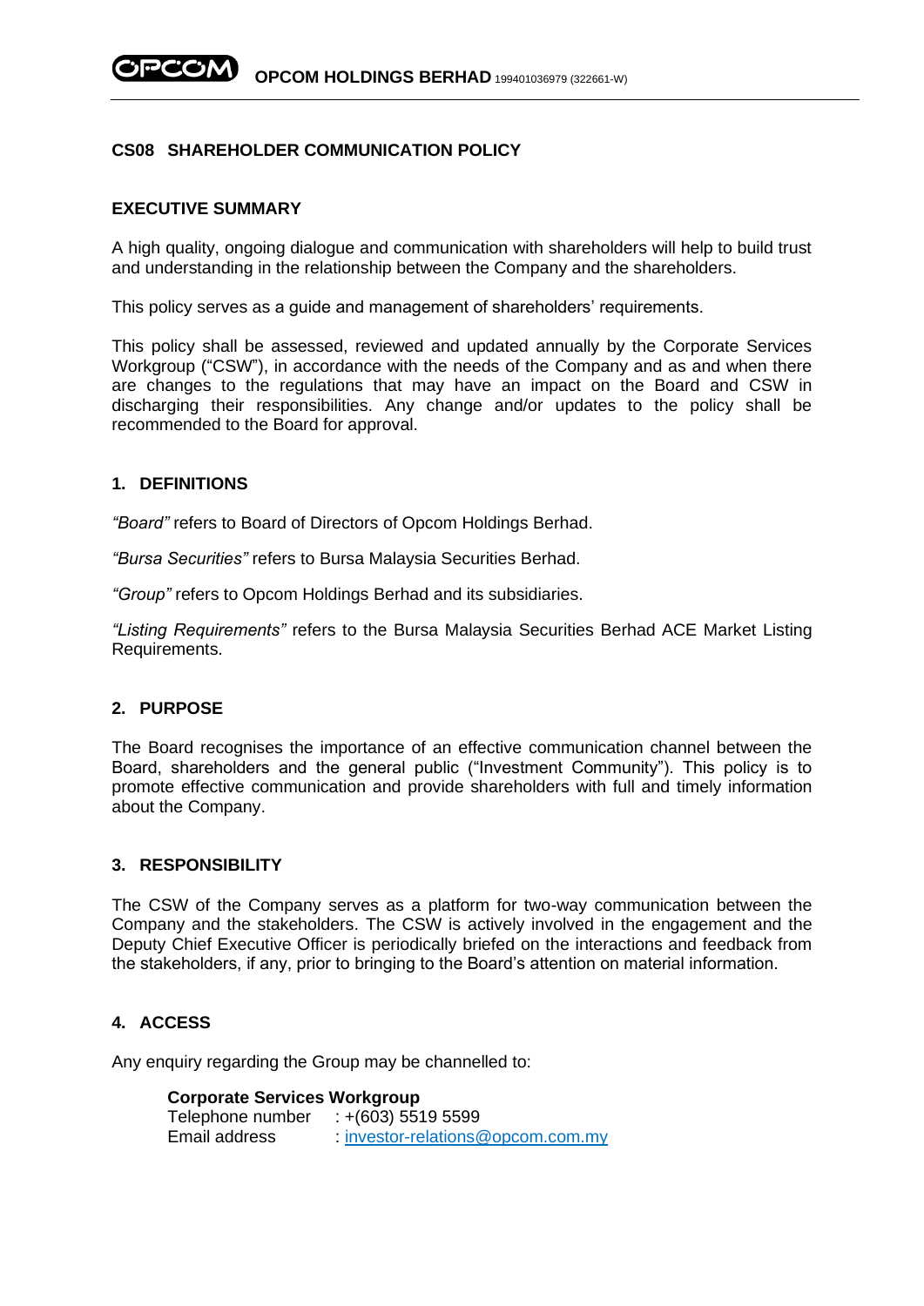# CS08 SHAREHOLDER COMMUNICATION POLICY

## EXECUTIVE SUMMARY

A high quality, ongoing dialogue and communication with shareholders will help to build trust and understanding in the relationship between the Company and the shareholders.

This policy serves as a guide and management of shareholders' requirements.

This policy shall be assessed, reviewed and updated annually by the Corporate Services Workgroup ("CSW"), in accordance with the needs of the Company and as and when there are changes to the regulations that may have an impact on the Board and CSW in discharging their responsibilities. Any change and/or updates to the policy shall be recommended to the Board for approval.

## 1. DEFINITIONS

*"Board"* refers to Board of Directors of Opcom Holdings Berhad.

*"Bursa Securities"* refers to Bursa Malaysia Securities Berhad.

*"Group"* refers to Opcom Holdings Berhad and its subsidiaries.

*"Listing Requirements"* refers to the Bursa Malaysia Securities Berhad ACE Market Listing Requirements.

## 2. PURPOSE

The Board recognises the importance of an effective communication channel between the Board, shareholders and the general public ("Investment Community"). This policy is to promote effective communication and provide shareholders with full and timely information about the Company.

## 3. RESPONSIBILITY

The CSW of the Company serves as a platform for two-way communication between the Company and the stakeholders. The CSW is actively involved in the engagement and the Deputy Chief Executive Officer is periodically briefed on the interactions and feedback from the stakeholders, if any, prior to bringing to the Board's attention on material information.

## 4. ACCESS

Any enquiry regarding the Group may be channelled to:

**Corporate Services Workgroup**
Telephone number : +(603) 5519 5599
Email address : investor-relations@opcom.com.my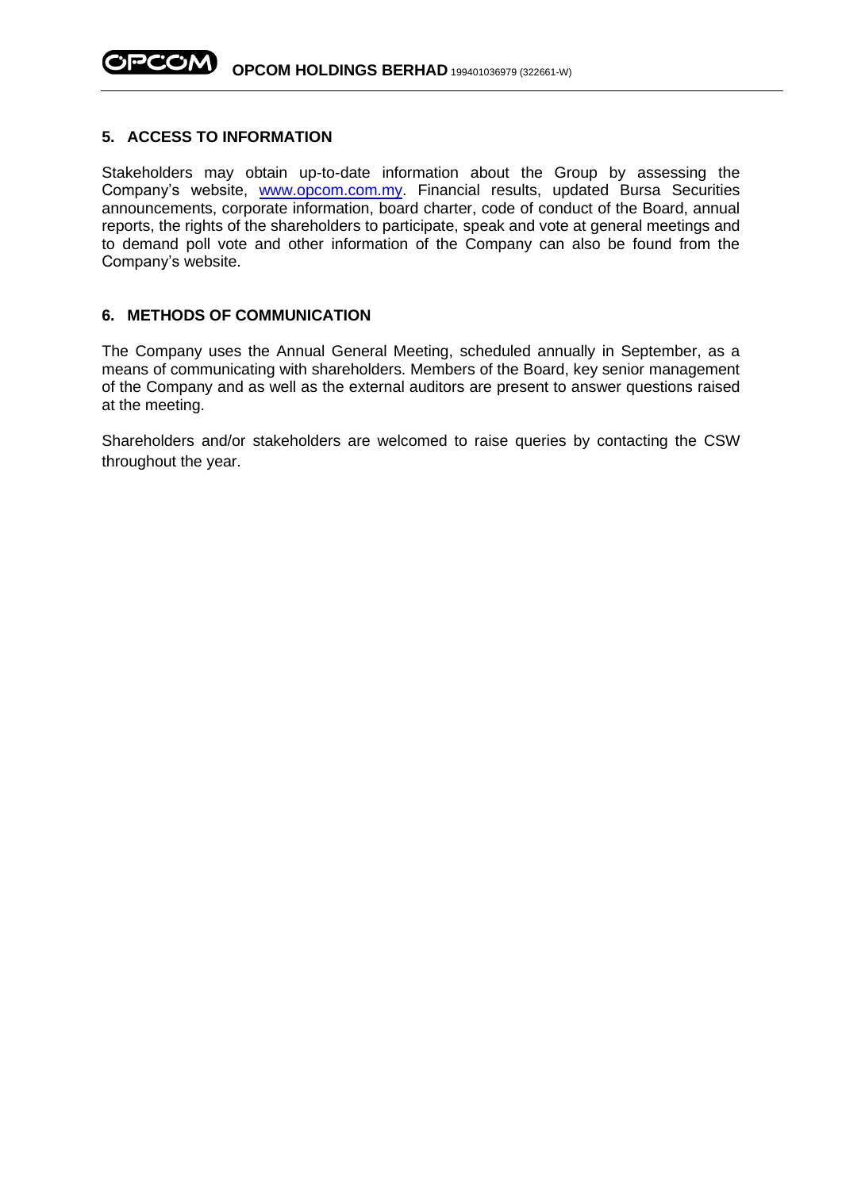## 5. ACCESS TO INFORMATION

Stakeholders may obtain up-to-date information about the Group by assessing the Company's website, www.opcom.com.my. Financial results, updated Bursa Securities announcements, corporate information, board charter, code of conduct of the Board, annual reports, the rights of the shareholders to participate, speak and vote at general meetings and to demand poll vote and other information of the Company can also be found from the Company's website.

## 6. METHODS OF COMMUNICATION

The Company uses the Annual General Meeting, scheduled annually in September, as a means of communicating with shareholders. Members of the Board, key senior management of the Company and as well as the external auditors are present to answer questions raised at the meeting.

Shareholders and/or stakeholders are welcomed to raise queries by contacting the CSW throughout the year.